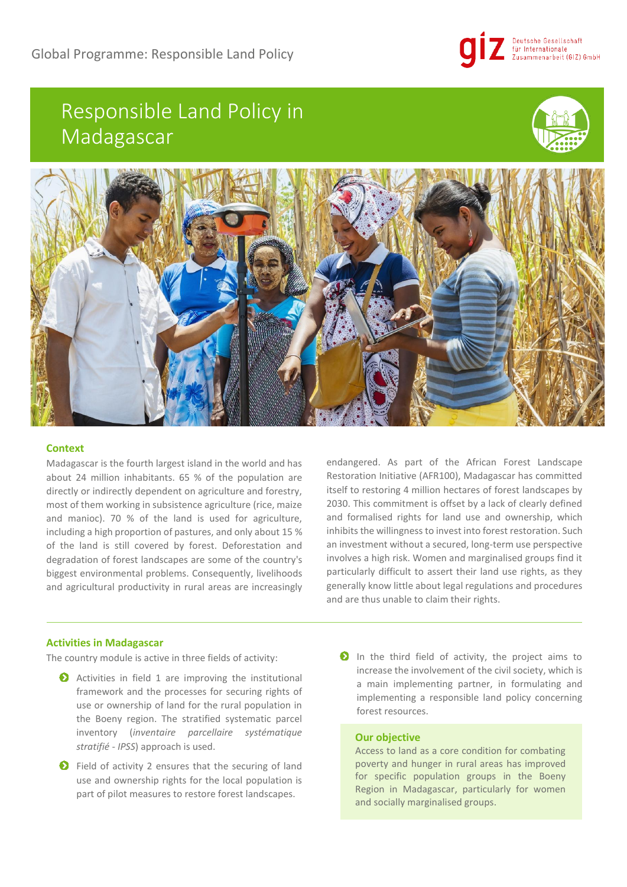Global Programme: Responsible Land Policy

Deutsche Gesellschaft für Internationale Zusammenarbeit (GIZ) GmbH

# Responsible Land Policy in Madagascar

## Context

Madagascar is the fourth largest island in the world and has about 24 million inhabitants. 65 % of the population are directly or indirectly dependent on agriculture and forestry, most of them working in subsistence agriculture (rice, maize and manioc). 70 % of the land is used for agriculture, including a high proportion of pastures, and only about 15 % of the land is still covered by forest. Deforestation and degradation of forest landscapes are some of the country's biggest environmental problems. Consequently, livelihoods and agricultural productivity in rural areas are increasingly endangered. As part of the African Forest Landscape Restoration Initiative (AFR100), Madagascar has committed itself to restoring 4 million hectares of forest landscapes by 2030. This commitment is offset by a lack of clearly defined and formalised rights for land use and ownership, which inhibits the willingness to invest into forest restoration. Such an investment without a secured, long-term use perspective involves a high risk. Women and marginalised groups find it particularly difficult to assert their land use rights, as they generally know little about legal regulations and procedures and are thus unable to claim their rights.

## Activities in Madagascar

The country module is active in three fields of activity:

- Activities in field 1 are improving the institutional framework and the processes for securing rights of use or ownership of land for the rural population in the Boeny region. The stratified systematic parcel inventory (*inventaire parcellaire systématique stratifié - IPSS*) approach is used.
- Field of activity 2 ensures that the securing of land use and ownership rights for the local population is part of pilot measures to restore forest landscapes.
- In the third field of activity, the project aims to increase the involvement of the civil society, which is a main implementing partner, in formulating and implementing a responsible land policy concerning forest resources.

### Our objective

Access to land as a core condition for combating poverty and hunger in rural areas has improved for specific population groups in the Boeny Region in Madagascar, particularly for women and socially marginalised groups.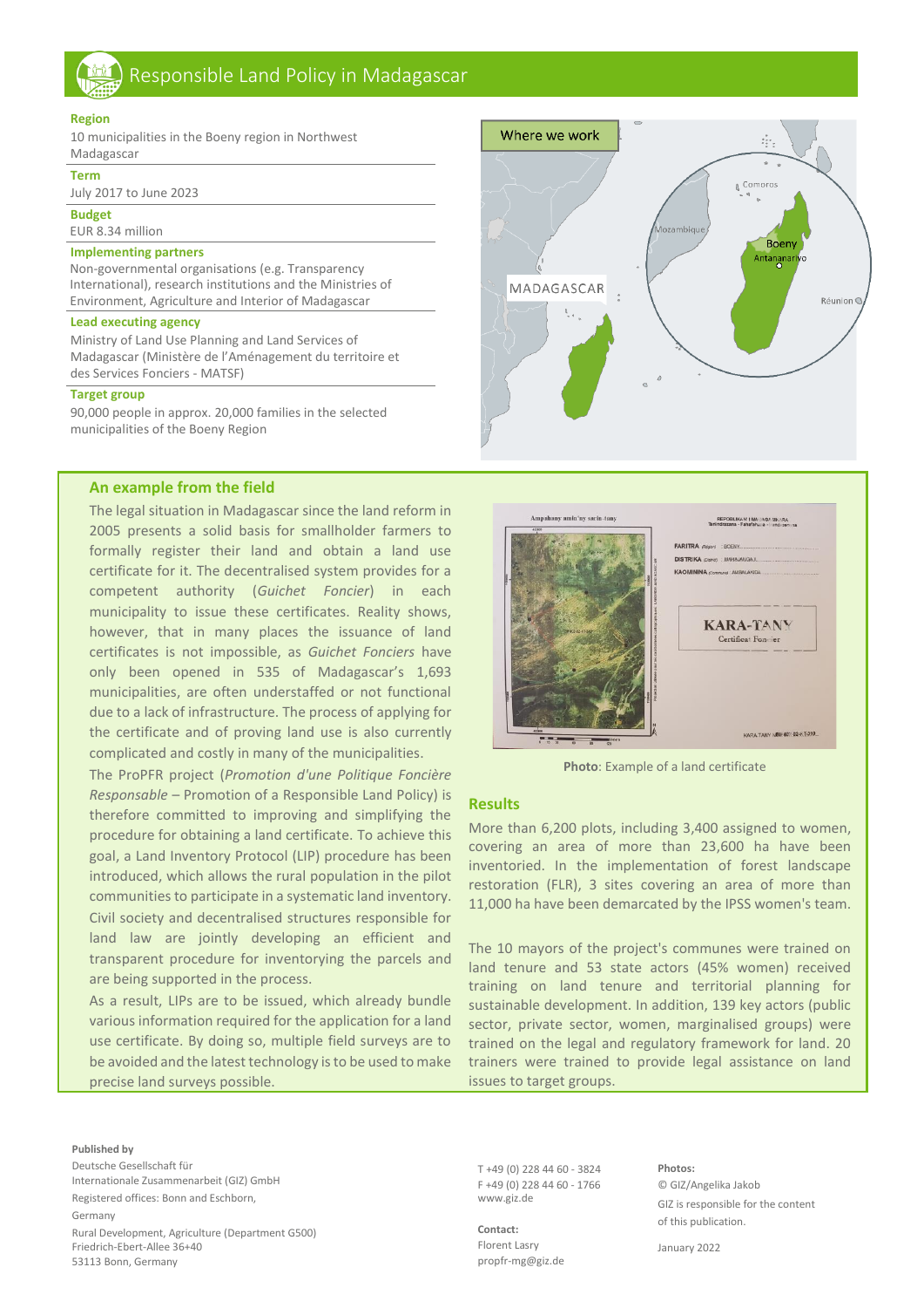# Responsible Land Policy in Madagascar

**Region**
10 municipalities in the Boeny region in Northwest Madagascar

**Term**
July 2017 to June 2023

**Budget**
EUR 8.34 million

**Implementing partners**
Non-governmental organisations (e.g. Transparency International), research institutions and the Ministries of Environment, Agriculture and Interior of Madagascar

**Lead executing agency**
Ministry of Land Use Planning and Land Services of Madagascar (Ministère de l'Aménagement du territoire et des Services Fonciers - MATSF)

**Target group**
90,000 people in approx. 20,000 families in the selected municipalities of the Boeny Region

Where we work

MADAGASCAR

Mozambique

Comoros

Boeny

Antananarivo

Réunion

## An example from the field

The legal situation in Madagascar since the land reform in 2005 presents a solid basis for smallholder farmers to formally register their land and obtain a land use certificate for it. The decentralised system provides for a competent authority (*Guichet Foncier*) in each municipality to issue these certificates. Reality shows, however, that in many places the issuance of land certificates is not impossible, as *Guichet Fonciers* have only been opened in 535 of Madagascar's 1,693 municipalities, are often understaffed or not functional due to a lack of infrastructure. The process of applying for the certificate and of proving land use is also currently complicated and costly in many of the municipalities.

The ProPFR project (*Promotion d'une Politique Foncière Responsable* – Promotion of a Responsible Land Policy) is therefore committed to improving and simplifying the procedure for obtaining a land certificate. To achieve this goal, a Land Inventory Protocol (LIP) procedure has been introduced, which allows the rural population in the pilot communities to participate in a systematic land inventory. Civil society and decentralised structures responsible for land law are jointly developing an efficient and transparent procedure for inventorying the parcels and are being supported in the process.

As a result, LIPs are to be issued, which already bundle various information required for the application for a land use certificate. By doing so, multiple field surveys are to be avoided and the latest technology is to be used to make precise land surveys possible.

**Photo**: Example of a land certificate

## Results

More than 6,200 plots, including 3,400 assigned to women, covering an area of more than 23,600 ha have been inventoried. In the implementation of forest landscape restoration (FLR), 3 sites covering an area of more than 11,000 ha have been demarcated by the IPSS women's team.

The 10 mayors of the project's communes were trained on land tenure and 53 state actors (45% women) received training on land tenure and territorial planning for sustainable development. In addition, 139 key actors (public sector, private sector, women, marginalised groups) were trained on the legal and regulatory framework for land. 20 trainers were trained to provide legal assistance on land issues to target groups.

**Published by**
Deutsche Gesellschaft für Internationale Zusammenarbeit (GIZ) GmbH
Registered offices: Bonn and Eschborn, Germany
Rural Development, Agriculture (Department G500)
Friedrich-Ebert-Allee 36+40
53113 Bonn, Germany

T +49 (0) 228 44 60 - 3824
F +49 (0) 228 44 60 - 1766
www.giz.de

**Contact:**
Florent Lasry
propfr-mg@giz.de

**Photos:**
© GIZ/Angelika Jakob
GIZ is responsible for the content of this publication.

January 2022